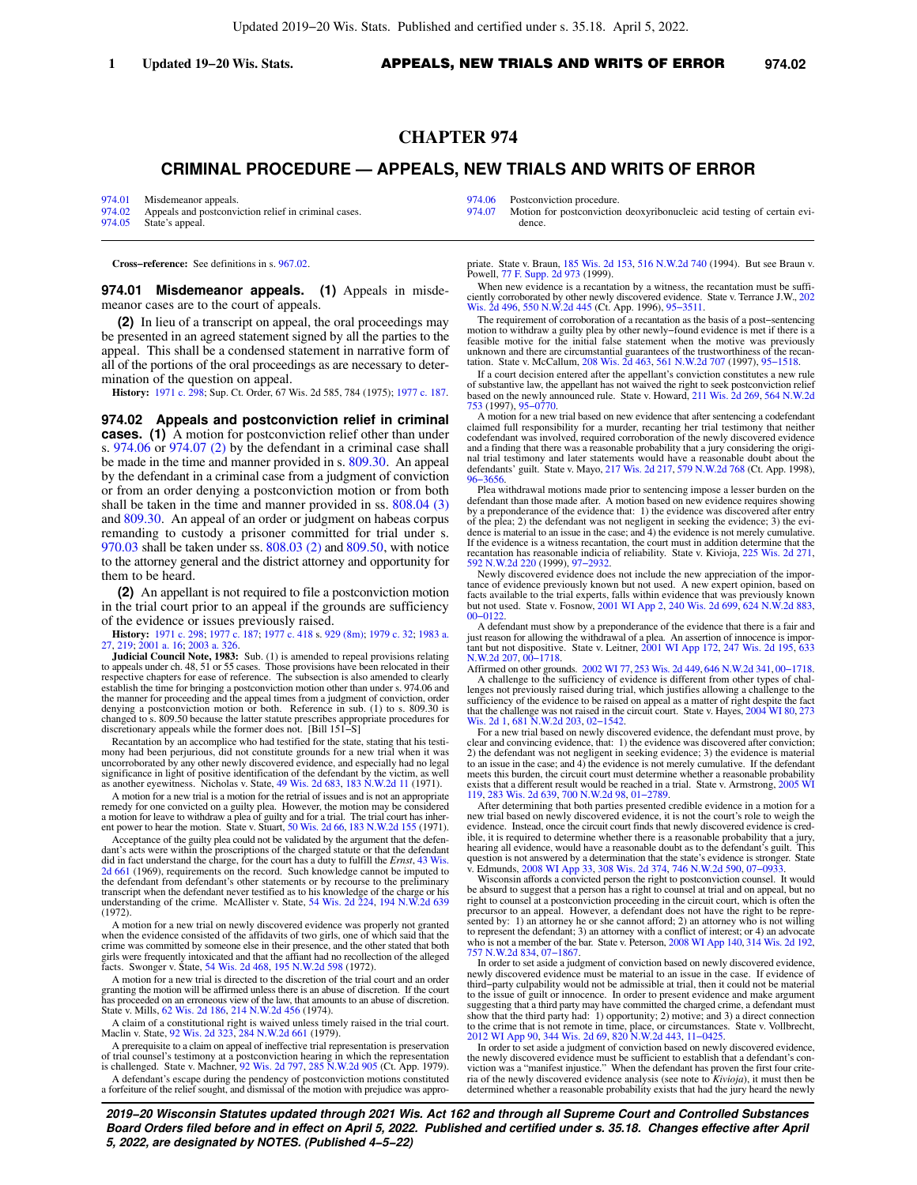# CHAPTER 974

## CRIMINAL PROCEDURE — APPEALS, NEW TRIALS AND WRITS OF ERROR

| | |
|---|---|
| 974.01 | Misdemeanor appeals. |
| 974.02 | Appeals and postconviction relief in criminal cases. |
| 974.05 | State's appeal. |
| 974.06 | Postconviction procedure. |
| 974.07 | Motion for postconviction deoxyribonucleic acid testing of certain evidence. |

**Cross−reference:** See definitions in s. 967.02.

**974.01 Misdemeanor appeals. (1)** Appeals in misdemeanor cases are to the court of appeals.

**(2)** In lieu of a transcript on appeal, the oral proceedings may be presented in an agreed statement signed by all the parties to the appeal. This shall be a condensed statement in narrative form of all of the portions of the oral proceedings as are necessary to determination of the question on appeal.

**History:** 1971 c. 298; Sup. Ct. Order, 67 Wis. 2d 585, 784 (1975); 1977 c. 187.

**974.02 Appeals and postconviction relief in criminal cases. (1)** A motion for postconviction relief other than under s. 974.06 or 974.07 (2) by the defendant in a criminal case shall be made in the time and manner provided in s. 809.30. An appeal by the defendant in a criminal case from a judgment of conviction or from an order denying a postconviction motion or from both shall be taken in the time and manner provided in ss. 808.04 (3) and 809.30. An appeal of an order or judgment on habeas corpus remanding to custody a prisoner committed for trial under s. 970.03 shall be taken under ss. 808.03 (2) and 809.50, with notice to the attorney general and the district attorney and opportunity for them to be heard.

**(2)** An appellant is not required to file a postconviction motion in the trial court prior to an appeal if the grounds are sufficiency of the evidence or issues previously raised.

**History:** 1971 c. 298; 1977 c. 187; 1977 c. 418 s. 929 (8m); 1979 c. 32; 1983 a. 27, 219; 2001 a. 16; 2003 a. 326.

**Judicial Council Note, 1983:** Sub. (1) is amended to repeal provisions relating to appeals under ch. 48, 51 or 55 cases. Those provisions have been relocated in their respective chapters for ease of reference. The subsection is also amended to clearly establish the time for bringing a postconviction motion other than under s. 974.06 and the manner for proceeding and the appeal times from a judgment of conviction, order denying a postconviction motion or both. Reference in sub. (1) to s. 809.30 is changed to s. 809.50 because the latter statute prescribes appropriate procedures for discretionary appeals while the former does not. [Bill 151−S]

Recantation by an accomplice who had testified for the state, stating that his testimony had been perjurious, did not constitute grounds for a new trial when it was uncorroborated by any other newly discovered evidence, and especially had no legal significance in light of positive identification of the defendant by the victim, as well as another eyewitness. Nicholas v. State, 49 Wis. 2d 683, 183 N.W.2d 11 (1971).

A motion for a new trial is a motion for the retrial of issues and is not an appropriate remedy for one convicted on a guilty plea. However, the motion may be considered a motion for leave to withdraw a plea of guilty and for a trial. The trial court has inherent power to hear the motion. State v. Stuart, 50 Wis. 2d 66, 183 N.W.2d 155 (1971).

Acceptance of the guilty plea could not be validated by the argument that the defendant's acts were within the proscriptions of the charged statute or that the defendant did in fact understand the charge, for the court has a duty to fulfill the *Ernst*, 43 Wis. 2d 661 (1969), requirements on the record. Such knowledge cannot be imputed to the defendant from defendant's other statements or by recourse to the preliminary transcript when the defendant never testified as to his knowledge of the charge or his understanding of the crime. McAllister v. State, 54 Wis. 2d 224, 194 N.W.2d 639 (1972).

A motion for a new trial on newly discovered evidence was properly not granted when the evidence consisted of the affidavits of two girls, one of which said that the crime was committed by someone else in their presence, and the other stated that both girls were frequently intoxicated and that the affiant had no recollection of the alleged facts. Swonger v. State, 54 Wis. 2d 468, 195 N.W.2d 598 (1972).

A motion for a new trial is directed to the discretion of the trial court and an order granting the motion will be affirmed unless there is an abuse of discretion. If the court has proceeded on an erroneous view of the law, that amounts to an abuse of discretion. State v. Mills, 62 Wis. 2d 186, 214 N.W.2d 456 (1974).

A claim of a constitutional right is waived unless timely raised in the trial court. Maclin v. State, 92 Wis. 2d 323, 284 N.W.2d 661 (1979).

A prerequisite to a claim on appeal of ineffective trial representation is preservation of trial counsel's testimony at a postconviction hearing in which the representation is challenged. State v. Machner, 92 Wis. 2d 797, 285 N.W.2d 905 (Ct. App. 1979).

A defendant's escape during the pendency of postconviction motions constituted a forfeiture of the relief sought, and dismissal of the motion with prejudice was appropriate. State v. Braun, 185 Wis. 2d 153, 516 N.W.2d 740 (1994). But see Braun v. Powell, 77 F. Supp. 2d 973 (1999).

When new evidence is a recantation by a witness, the recantation must be sufficiently corroborated by other newly discovered evidence. State v. Terrance J.W., 202 Wis. 2d 496, 550 N.W.2d 445 (Ct. App. 1996), 95−3511.

The requirement of corroboration of a recantation as the basis of a post−sentencing motion to withdraw a guilty plea by other newly−found evidence is met if there is a feasible motive for the initial false statement when the motive was previously unknown and there are circumstantial guarantees of the trustworthiness of the recantation. State v. McCallum, 208 Wis. 2d 463, 561 N.W.2d 707 (1997), 95−1518.

If a court decision entered after the appellant's conviction constitutes a new rule of substantive law, the appellant has not waived the right to seek postconviction relief based on the newly announced rule. State v. Howard, 211 Wis. 2d 269, 564 N.W.2d 753 (1997), 95−0770.

A motion for a new trial based on new evidence that after sentencing a codefendant claimed full responsibility for a murder, recanting her trial testimony that neither codefendant was involved, required corroboration of the newly discovered evidence and a finding that there was a reasonable probability that a jury considering the original trial testimony and later statements would have a reasonable doubt about the defendants' guilt. State v. Mayo, 217 Wis. 2d 217, 579 N.W.2d 768 (Ct. App. 1998), 96−3656.

Plea withdrawal motions made prior to sentencing impose a lesser burden on the defendant than those made after. A motion based on new evidence requires showing by a preponderance of the evidence that: 1) the evidence was discovered after entry of the plea; 2) the defendant was not negligent in seeking the evidence; 3) the evidence is material to an issue in the case; and 4) the evidence is not merely cumulative. If the evidence is a witness recantation, the court must in addition determine that the recantation has reasonable indicia of reliability. State v. Kivioja, 225 Wis. 2d 271, 592 N.W.2d 220 (1999), 97−2932.

Newly discovered evidence does not include the new appreciation of the importance of evidence previously known but not used. A new expert opinion, based on facts available to the trial experts, falls within evidence that was previously known but not used. State v. Fosnow, 2001 WI App 2, 240 Wis. 2d 699, 624 N.W.2d 883, 00−0122.

A defendant must show by a preponderance of the evidence that there is a fair and just reason for allowing the withdrawal of a plea. An assertion of innocence is important but not dispositive. State v. Leitner, 2001 WI App 172, 247 Wis. 2d 195, 633 N.W.2d 207, 00−1718.

Affirmed on other grounds. 2002 WI 77, 253 Wis. 2d 449, 646 N.W.2d 341, 00−1718.

A challenge to the sufficiency of evidence is different from other types of challenges not previously raised during trial, which justifies allowing a challenge to the sufficiency of the evidence to be raised on appeal as a matter of right despite the fact that the challenge was not raised in the circuit court. State v. Hayes, 2004 WI 80, 273 Wis. 2d 1, 681 N.W.2d 203, 02−1542.

For a new trial based on newly discovered evidence, the defendant must prove, by clear and convincing evidence, that: 1) the evidence was discovered after conviction; 2) the defendant was not negligent in seeking evidence; 3) the evidence is material to an issue in the case; and 4) the evidence is not merely cumulative. If the defendant meets this burden, the circuit court must determine whether a reasonable probability exists that a different result would be reached in a trial. State v. Armstrong, 2005 WI 119, 283 Wis. 2d 639, 700 N.W.2d 98, 01−2789.

After determining that both parties presented credible evidence in a motion for a new trial based on newly discovered evidence, it is not the court's role to weigh the evidence. Instead, once the circuit court finds that newly discovered evidence is credible, it is required to determine whether there is a reasonable probability that a jury, hearing all evidence, would have a reasonable doubt as to the defendant's guilt. This question is not answered by a determination that the state's evidence is stronger. State v. Edmunds, 2008 WI App 33, 308 Wis. 2d 374, 746 N.W.2d 590, 07−0933.

Wisconsin affords a convicted person the right to postconviction counsel. It would be absurd to suggest that a person has a right to counsel at trial and on appeal, but no right to counsel at a postconviction proceeding in the circuit court, which is often the precursor to an appeal. However, a defendant does not have the right to be represented by: 1) an attorney he or she cannot afford; 2) an attorney who is not willing to represent the defendant; 3) an attorney with a conflict of interest; or 4) an advocate who is not a member of the bar. State v. Peterson, 2008 WI App 140, 314 Wis. 2d 192, 757 N.W.2d 834, 07−1867.

In order to set aside a judgment of conviction based on newly discovered evidence, newly discovered evidence must be material to an issue in the case. If evidence of third−party culpability would not be admissible at trial, then it could not be material to the issue of guilt or innocence. In order to present evidence and make argument suggesting that a third party may have committed the charged crime, a defendant must show that the third party had: 1) opportunity; 2) motive; and 3) a direct connection to the crime that is not remote in time, place, or circumstances. State v. Vollbrecht, 2012 WI App 90, 344 Wis. 2d 69, 820 N.W.2d 443, 11−0425.

In order to set aside a judgment of conviction based on newly discovered evidence, the newly discovered evidence must be sufficient to establish that a defendant's conviction was a "manifest injustice." When the defendant has proven the first four criteria of the newly discovered evidence analysis (see note to *Kivioja*), it must then be determined whether a reasonable probability exists that had the jury heard the newly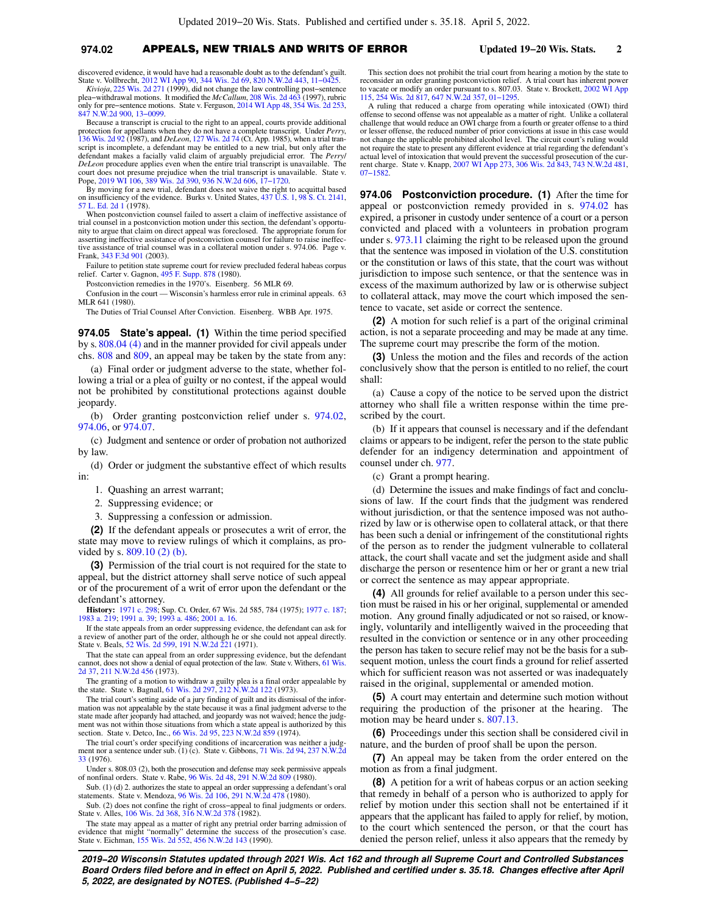discovered evidence, it would have had a reasonable doubt as to the defendant's guilt. State v. Vollbrecht, 2012 WI App 90, 344 Wis. 2d 69, 820 N.W.2d 443, 11−0425.

*Kivioja*, 225 Wis. 2d 271 (1999), did not change the law controlling post−sentence plea−withdrawal motions. It modified the *McCallum*, 208 Wis. 2d 463 (1997), rubric only for pre−sentence motions. State v. Ferguson, 2014 WI App 48, 354 Wis. 2d 253, 847 N.W.2d 900, 13−0099.

Because a transcript is crucial to the right to an appeal, courts provide additional protection for appellants when they do not have a complete transcript. Under *Perry*, 136 Wis. 2d 92 (1987), and *DeLeon*, 127 Wis. 2d 74 (Ct. App. 1985), when a trial transcript is incomplete, a defendant may be entitled to a new trial, but only after the defendant makes a facially valid claim of arguably prejudicial error. The *Perry*/*DeLeon* procedure applies even when the entire trial transcript is unavailable. The court does not presume prejudice when the trial transcript is unavailable. State v. Pope, 2019 WI 106, 389 Wis. 2d 390, 936 N.W.2d 606, 17−1720.

By moving for a new trial, defendant does not waive the right to acquittal based on insufficiency of the evidence. Burks v. United States, 437 U.S. 1, 98 S. Ct. 2141, 57 L. Ed. 2d 1 (1978).

When postconviction counsel failed to assert a claim of ineffective assistance of trial counsel in a postconviction motion under this section, the defendant's opportunity to argue that claim on direct appeal was foreclosed. The appropriate forum for asserting ineffective assistance of postconviction counsel for failure to raise ineffective assistance of trial counsel was in a collateral motion under s. 974.06. Page v. Frank, 343 F.3d 901 (2003).

Failure to petition state supreme court for review precluded federal habeas corpus relief. Carter v. Gagnon, 495 F. Supp. 878 (1980).

Postconviction remedies in the 1970's. Eisenberg. 56 MLR 69.

Confusion in the court — Wisconsin's harmless error rule in criminal appeals. 63 MLR 641 (1980).

The Duties of Trial Counsel After Conviction. Eisenberg. WBB Apr. 1975.

**974.05 State's appeal. (1)** Within the time period specified by s. 808.04 (4) and in the manner provided for civil appeals under chs. 808 and 809, an appeal may be taken by the state from any:

(a) Final order or judgment adverse to the state, whether following a trial or a plea of guilty or no contest, if the appeal would not be prohibited by constitutional protections against double jeopardy.

(b) Order granting postconviction relief under s. 974.02, 974.06, or 974.07.

(c) Judgment and sentence or order of probation not authorized by law.

(d) Order or judgment the substantive effect of which results in:

1. Quashing an arrest warrant;
2. Suppressing evidence; or
3. Suppressing a confession or admission.

**(2)** If the defendant appeals or prosecutes a writ of error, the state may move to review rulings of which it complains, as provided by s. 809.10 (2) (b).

**(3)** Permission of the trial court is not required for the state to appeal, but the district attorney shall serve notice of such appeal or of the procurement of a writ of error upon the defendant or the defendant's attorney.

**History:** 1971 c. 298; Sup. Ct. Order, 67 Wis. 2d 585, 784 (1975); 1977 c. 187; 1983 a. 219; 1991 a. 39; 1993 a. 486; 2001 a. 16.

If the state appeals from an order suppressing evidence, the defendant can ask for a review of another part of the order, although he or she could not appeal directly. State v. Beals, 52 Wis. 2d 599, 191 N.W.2d 221 (1971).

That the state can appeal from an order suppressing evidence, but the defendant cannot, does not show a denial of equal protection of the law. State v. Withers, 61 Wis. 2d 37, 211 N.W.2d 456 (1973).

The granting of a motion to withdraw a guilty plea is a final order appealable by the state. State v. Bagnall, 61 Wis. 2d 297, 212 N.W.2d 122 (1973).

The trial court's setting aside of a jury finding of guilt and its dismissal of the information was not appealable by the state because it was a final judgment adverse to the state made after jeopardy had attached, and jeopardy was not waived; hence the judgment was not within those situations from which a state appeal is authorized by this section. State v. Detco, Inc., 66 Wis. 2d 95, 223 N.W.2d 859 (1974).

The trial court's order specifying conditions of incarceration was neither a judgment nor a sentence under sub. (1) (c). State v. Gibbons, 71 Wis. 2d 94, 237 N.W.2d 33 (1976).

Under s. 808.03 (2), both the prosecution and defense may seek permissive appeals of nonfinal orders. State v. Rabe, 96 Wis. 2d 48, 291 N.W.2d 809 (1980).

Sub. (1) (d) 2. authorizes the state to appeal an order suppressing a defendant's oral statements. State v. Mendoza, 96 Wis. 2d 106, 291 N.W.2d 478 (1980).

Sub. (2) does not confine the right of cross−appeal to final judgments or orders. State v. Alles, 106 Wis. 2d 368, 316 N.W.2d 378 (1982).

The state may appeal as a matter of right any pretrial order barring admission of evidence that might "normally" determine the success of the prosecution's case. State v. Eichman, 155 Wis. 2d 552, 456 N.W.2d 143 (1990).

This section does not prohibit the trial court from hearing a motion by the state to reconsider an order granting postconviction relief. A trial court has inherent power to vacate or modify an order pursuant to s. 807.03. State v. Brockett, 2002 WI App 115, 254 Wis. 2d 817, 647 N.W.2d 357, 01−1295.

A ruling that reduced a charge from operating while intoxicated (OWI) third offense to second offense was not appealable as a matter of right. Unlike a collateral challenge that would reduce an OWI charge from a fourth or greater offense to a third or lesser offense, the reduced number of prior convictions at issue in this case would not change the applicable prohibited alcohol level. The circuit court's ruling would not require the state to present any different evidence at trial regarding the defendant's actual level of intoxication that would prevent the successful prosecution of the current charge. State v. Knapp, 2007 WI App 273, 306 Wis. 2d 843, 743 N.W.2d 481, 07−1582.

**974.06 Postconviction procedure. (1)** After the time for appeal or postconviction remedy provided in s. 974.02 has expired, a prisoner in custody under sentence of a court or a person convicted and placed with a volunteers in probation program under s. 973.11 claiming the right to be released upon the ground that the sentence was imposed in violation of the U.S. constitution or the constitution or laws of this state, that the court was without jurisdiction to impose such sentence, or that the sentence was in excess of the maximum authorized by law or is otherwise subject to collateral attack, may move the court which imposed the sentence to vacate, set aside or correct the sentence.

**(2)** A motion for such relief is a part of the original criminal action, is not a separate proceeding and may be made at any time. The supreme court may prescribe the form of the motion.

**(3)** Unless the motion and the files and records of the action conclusively show that the person is entitled to no relief, the court shall:

(a) Cause a copy of the notice to be served upon the district attorney who shall file a written response within the time prescribed by the court.

(b) If it appears that counsel is necessary and if the defendant claims or appears to be indigent, refer the person to the state public defender for an indigency determination and appointment of counsel under ch. 977.

(c) Grant a prompt hearing.

(d) Determine the issues and make findings of fact and conclusions of law. If the court finds that the judgment was rendered without jurisdiction, or that the sentence imposed was not authorized by law or is otherwise open to collateral attack, or that there has been such a denial or infringement of the constitutional rights of the person as to render the judgment vulnerable to collateral attack, the court shall vacate and set the judgment aside and shall discharge the person or resentence him or her or grant a new trial or correct the sentence as may appear appropriate.

**(4)** All grounds for relief available to a person under this section must be raised in his or her original, supplemental or amended motion. Any ground finally adjudicated or not so raised, or knowingly, voluntarily and intelligently waived in the proceeding that resulted in the conviction or sentence or in any other proceeding the person has taken to secure relief may not be the basis for a subsequent motion, unless the court finds a ground for relief asserted which for sufficient reason was not asserted or was inadequately raised in the original, supplemental or amended motion.

**(5)** A court may entertain and determine such motion without requiring the production of the prisoner at the hearing. The motion may be heard under s. 807.13.

**(6)** Proceedings under this section shall be considered civil in nature, and the burden of proof shall be upon the person.

**(7)** An appeal may be taken from the order entered on the motion as from a final judgment.

**(8)** A petition for a writ of habeas corpus or an action seeking that remedy in behalf of a person who is authorized to apply for relief by motion under this section shall not be entertained if it appears that the applicant has failed to apply for relief, by motion, to the court which sentenced the person, or that the court has denied the person relief, unless it also appears that the remedy by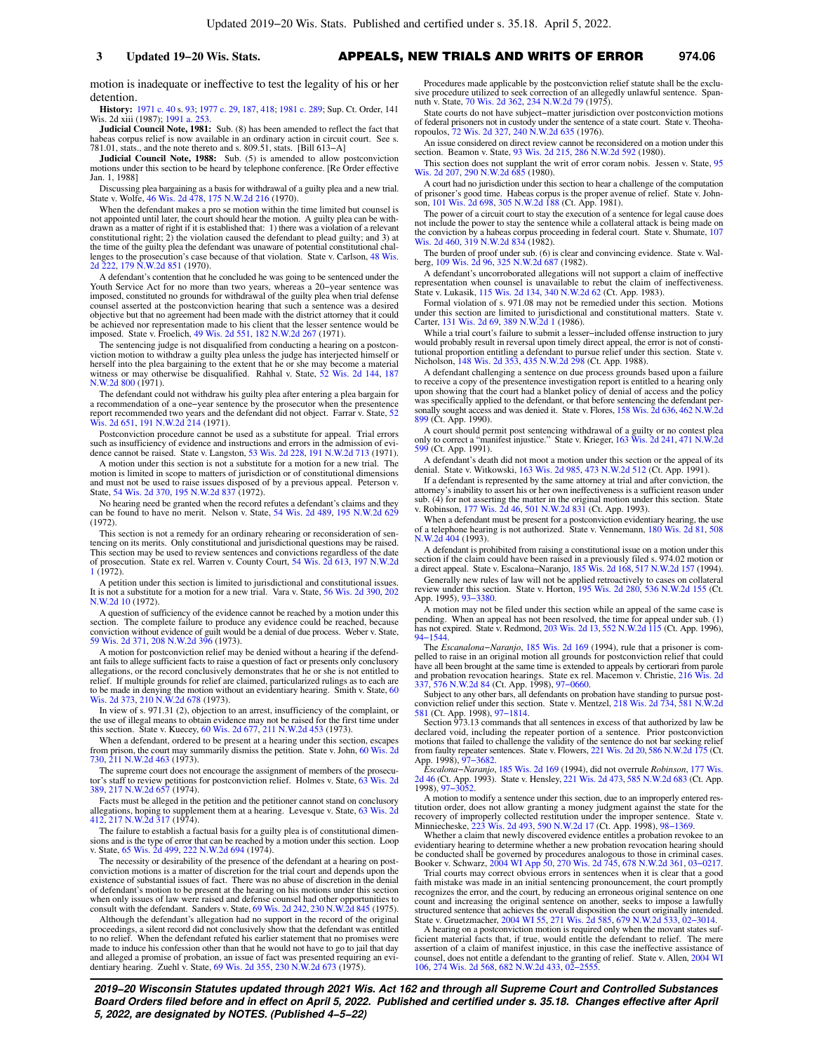motion is inadequate or ineffective to test the legality of his or her detention.

**History:** 1971 c. 40 s. 93; 1977 c. 29, 187, 418; 1981 c. 289; Sup. Ct. Order, 141 Wis. 2d xiii (1987); 1991 a. 253.

**Judicial Council Note, 1981:** Sub. (8) has been amended to reflect the fact that habeas corpus relief is now available in an ordinary action in circuit court. See s. 781.01, stats., and the note thereto and s. 809.51, stats. [Bill 613−A]

**Judicial Council Note, 1988:** Sub. (5) is amended to allow postconviction motions under this section to be heard by telephone conference. [Re Order effective Jan. 1, 1988]

Discussing plea bargaining as a basis for withdrawal of a guilty plea and a new trial. State v. Wolfe, 46 Wis. 2d 478, 175 N.W.2d 216 (1970).

When the defendant makes a pro se motion within the time limited but counsel is not appointed until later, the court should hear the motion. A guilty plea can be withdrawn as a matter of right if it is established that: 1) there was a violation of a relevant constitutional right; 2) the violation caused the defendant to plead guilty; and 3) at the time of the guilty plea the defendant was unaware of potential constitutional challenges to the prosecution's case because of that violation. State v. Carlson, 48 Wis. 2d 222, 179 N.W.2d 851 (1970).

A defendant's contention that he concluded he was going to be sentenced under the Youth Service Act for no more than two years, whereas a 20−year sentence was imposed, constituted no grounds for withdrawal of the guilty plea when trial defense counsel asserted at the postconviction hearing that such a sentence was a desired objective but that no agreement had been made with the district attorney that it could be achieved nor representation made to his client that the lesser sentence would be imposed. State v. Froelich, 49 Wis. 2d 551, 182 N.W.2d 267 (1971).

The sentencing judge is not disqualified from conducting a hearing on a postconviction motion to withdraw a guilty plea unless the judge has interjected himself or herself into the plea bargaining to the extent that he or she may become a material witness or may otherwise be disqualified. Rahhal v. State, 52 Wis. 2d 144, 187 N.W.2d 800 (1971).

The defendant could not withdraw his guilty plea after entering a plea bargain for a recommendation of a one−year sentence by the prosecutor when the presentence report recommended two years and the defendant did not object. Farrar v. State, 52 Wis. 2d 651, 191 N.W.2d 214 (1971).

Postconviction procedure cannot be used as a substitute for appeal. Trial errors such as insufficiency of evidence and instructions and errors in the admission of evidence cannot be raised. State v. Langston, 53 Wis. 2d 228, 191 N.W.2d 713 (1971).

A motion under this section is not a substitute for a motion for a new trial. The motion is limited in scope to matters of jurisdiction or of constitutional dimensions and must not be used to raise issues disposed of by a previous appeal. Peterson v. State, 54 Wis. 2d 370, 195 N.W.2d 837 (1972).

No hearing need be granted when the record refutes a defendant's claims and they can be found to have no merit. Nelson v. State, 54 Wis. 2d 489, 195 N.W.2d 629 (1972).

This section is not a remedy for an ordinary rehearing or reconsideration of sentencing on its merits. Only constitutional and jurisdictional questions may be raised. This section may be used to review sentences and convictions regardless of the date of prosecution. State ex rel. Warren v. County Court, 54 Wis. 2d 613, 197 N.W.2d 1 (1972).

A petition under this section is limited to jurisdictional and constitutional issues. It is not a substitute for a motion for a new trial. Vara v. State, 56 Wis. 2d 390, 202 N.W.2d 10 (1972).

A question of sufficiency of the evidence cannot be reached by a motion under this section. The complete failure to produce any evidence could be reached, because conviction without evidence of guilt would be a denial of due process. Weber v. State, 59 Wis. 2d 371, 208 N.W.2d 396 (1973).

A motion for postconviction relief may be denied without a hearing if the defendant fails to allege sufficient facts to raise a question of fact or presents only conclusory allegations, or the record conclusively demonstrates that he or she is not entitled to relief. If multiple grounds for relief are claimed, particularized rulings as to each are to be made in denying the motion without an evidentiary hearing. Smith v. State, 60 Wis. 2d 373, 210 N.W.2d 678 (1973).

In view of s. 971.31 (2), objection to an arrest, insufficiency of the complaint, or the use of illegal means to obtain evidence may not be raised for the first time under this section. State v. Kuecey, 60 Wis. 2d 677, 211 N.W.2d 453 (1973).

When a defendant, ordered to be present at a hearing under this section, escapes from prison, the court may summarily dismiss the petition. State v. John, 60 Wis. 2d 730, 211 N.W.2d 463 (1973).

The supreme court does not encourage the assignment of members of the prosecutor's staff to review petitions for postconviction relief. Holmes v. State, 63 Wis. 2d 389, 217 N.W.2d 657 (1974).

Facts must be alleged in the petition and the petitioner cannot stand on conclusory allegations, hoping to supplement them at a hearing. Levesque v. State, 63 Wis. 2d 412, 217 N.W.2d 317 (1974).

The failure to establish a factual basis for a guilty plea is of constitutional dimensions and is the type of error that can be reached by a motion under this section. Loop v. State, 65 Wis. 2d 499, 222 N.W.2d 694 (1974).

The necessity or desirability of the presence of the defendant at a hearing on postconviction motions is a matter of discretion for the trial court and depends upon the existence of substantial issues of fact. There was no abuse of discretion in the denial of defendant's motion to be present at the hearing on his motions under this section when only issues of law were raised and defense counsel had other opportunities to consult with the defendant. Sanders v. State, 69 Wis. 2d 242, 230 N.W.2d 845 (1975).

Although the defendant's allegation had no support in the record of the original proceedings, a silent record did not conclusively show that the defendant was entitled to no relief. When the defendant refuted his earlier statement that no promises were made to induce his confession other than that he would not have to go to jail that day and alleged a promise of probation, an issue of fact was presented requiring an evidentiary hearing. Zuehl v. State, 69 Wis. 2d 355, 230 N.W.2d 673 (1975).

Procedures made applicable by the postconviction relief statute shall be the exclusive procedure utilized to seek correction of an allegedly unlawful sentence. Spannuth v. State, 70 Wis. 2d 362, 234 N.W.2d 79 (1975).

State courts do not have subject−matter jurisdiction over postconviction motions of federal prisoners not in custody under the sentence of a state court. State v. Theoharopoulos, 72 Wis. 2d 327, 240 N.W.2d 635 (1976).

An issue considered on direct review cannot be reconsidered on a motion under this section. Beamon v. State, 93 Wis. 2d 215, 286 N.W.2d 592 (1980).

This section does not supplant the writ of error coram nobis. Jessen v. State, 95 Wis. 2d 207, 290 N.W.2d 685 (1980).

A court had no jurisdiction under this section to hear a challenge of the computation of prisoner's good time. Habeas corpus is the proper avenue of relief. State v. Johnson, 101 Wis. 2d 698, 305 N.W.2d 188 (Ct. App. 1981).

The power of a circuit court to stay the execution of a sentence for legal cause does not include the power to stay the sentence while a collateral attack is being made on the conviction by a habeas corpus proceeding in federal court. State v. Shumate, 107 Wis. 2d 460, 319 N.W.2d 834 (1982).

The burden of proof under sub. (6) is clear and convincing evidence. State v. Walberg, 109 Wis. 2d 96, 325 N.W.2d 687 (1982).

A defendant's uncorroborated allegations will not support a claim of ineffective representation when counsel is unavailable to rebut the claim of ineffectiveness. State v. Lukasik, 115 Wis. 2d 134, 340 N.W.2d 62 (Ct. App. 1983).

Formal violation of s. 971.08 may not be remedied under this section. Motions under this section are limited to jurisdictional and constitutional matters. State v. Carter, 131 Wis. 2d 69, 389 N.W.2d 1 (1986).

While a trial court's failure to submit a lesser−included offense instruction to jury would probably result in reversal upon timely direct appeal, the error is not of constitutional proportion entitling a defendant to pursue relief under this section. State v. Nicholson, 148 Wis. 2d 353, 435 N.W.2d 298 (Ct. App. 1988).

A defendant challenging a sentence on due process grounds based upon a failure to receive a copy of the presentence investigation report is entitled to a hearing only upon showing that the court had a blanket policy of denial of access and the policy was specifically applied to the defendant, or that before sentencing the defendant personally sought access and was denied it. State v. Flores, 158 Wis. 2d 636, 462 N.W.2d 899 (Ct. App. 1990).

A court should permit post sentencing withdrawal of a guilty or no contest plea only to correct a "manifest injustice." State v. Krieger, 163 Wis. 2d 241, 471 N.W.2d 599 (Ct. App. 1991).

A defendant's death did not moot a motion under this section or the appeal of its denial. State v. Witkowski, 163 Wis. 2d 985, 473 N.W.2d 512 (Ct. App. 1991).

If a defendant is represented by the same attorney at trial and after conviction, the attorney's inability to assert his or her own ineffectiveness is a sufficient reason under sub. (4) for not asserting the matter in the original motion under this section. State v. Robinson, 177 Wis. 2d 46, 501 N.W.2d 831 (Ct. App. 1993).

When a defendant must be present for a postconviction evidentiary hearing, the use of a telephone hearing is not authorized. State v. Vennemann, 180 Wis. 2d 81, 508 N.W.2d 404 (1993).

A defendant is prohibited from raising a constitutional issue on a motion under this section if the claim could have been raised in a previously filed s. 974.02 motion or a direct appeal. State v. Escalona−Naranjo, 185 Wis. 2d 168, 517 N.W.2d 157 (1994).

Generally new rules of law will not be applied retroactively to cases on collateral review under this section. State v. Horton, 195 Wis. 2d 280, 536 N.W.2d 155 (Ct. App. 1995), 93−3380.

A motion may not be filed under this section while an appeal of the same case is pending. When an appeal has not been resolved, the time for appeal under sub. (1) has not expired. State v. Redmond, 203 Wis. 2d 13, 552 N.W.2d 115 (Ct. App. 1996), 94−1544.

The *Escalona−Naranjo*, 185 Wis. 2d 169 (1994), rule that a prisoner is compelled to raise in an original motion all grounds for postconviction relief that could have all been brought at the same time is extended to appeals by certiorari from parole and probation revocation hearings. State ex rel. Macemon v. Christie, 216 Wis. 2d 337, 576 N.W.2d 84 (Ct. App. 1998), 97−0660.

Subject to any other bars, all defendants on probation have standing to pursue postconviction relief under this section. State v. Mentzel, 218 Wis. 2d 734, 581 N.W.2d 581 (Ct. App. 1998), 97−1814.

Section 973.13 commands that all sentences in excess of that authorized by law be declared void, including the repeater portion of a sentence. Prior postconviction motions that failed to challenge the validity of the sentence do not bar seeking relief from faulty repeater sentences. State v. Flowers, 221 Wis. 2d 20, 586 N.W.2d 175 (Ct. App. 1998), 97−3682.

*Escalona−Naranjo*, 185 Wis. 2d 169 (1994), did not overrule *Robinson*, 177 Wis. 2d 46 (Ct. App. 1993). State v. Hensley, 221 Wis. 2d 473, 585 N.W.2d 683 (Ct. App. 1998), 97−3052.

A motion to modify a sentence under this section, due to an improperly entered restitution order, does not allow granting a money judgment against the state for the recovery of improperly collected restitution under the improper sentence. State v. Minniecheske, 223 Wis. 2d 493, 590 N.W.2d 17 (Ct. App. 1998), 98−1369.

Whether a claim that newly discovered evidence entitles a probation revokee to an evidentiary hearing to determine whether a new probation revocation hearing should be conducted shall be governed by procedures analogous to those in criminal cases. Booker v. Schwarz, 2004 WI App 50, 270 Wis. 2d 745, 678 N.W.2d 361, 03−0217.

Trial courts may correct obvious errors in sentences when it is clear that a good faith mistake was made in an initial sentencing pronouncement, the court promptly recognizes the error, and the court, by reducing an erroneous original sentence on one count and increasing the original sentence on another, seeks to impose a lawfully structured sentence that achieves the overall disposition the court originally intended. State v. Gruetzmacher, 2004 WI 55, 271 Wis. 2d 585, 679 N.W.2d 533, 02−3014.

A hearing on a postconviction motion is required only when the movant states sufficient material facts that, if true, would entitle the defendant to relief. The mere assertion of a claim of manifest injustice, in this case the ineffective assistance of counsel, does not entitle a defendant to the granting of relief. State v. Allen, 2004 WI 106, 274 Wis. 2d 568, 682 N.W.2d 433, 02−2555.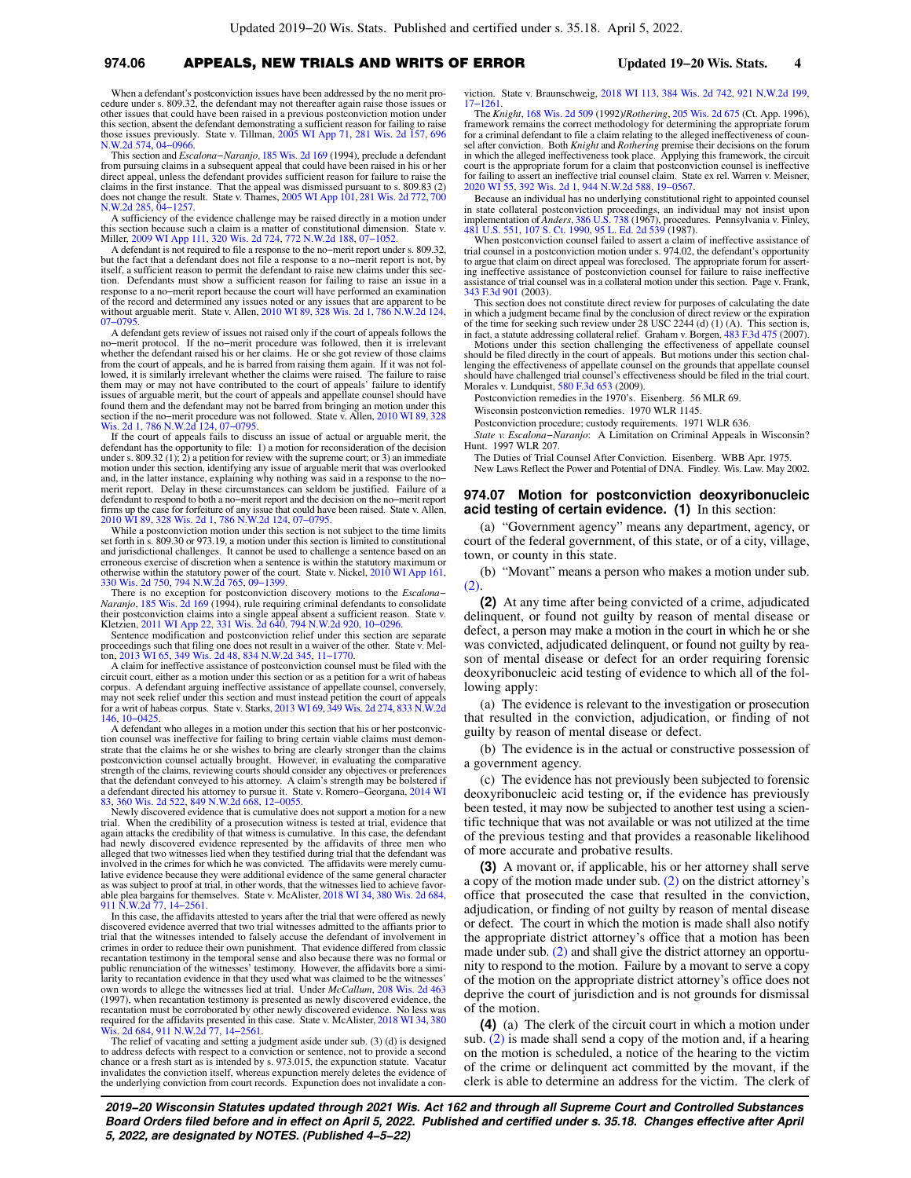When a defendant's postconviction issues have been addressed by the no merit procedure under s. 809.32, the defendant may not thereafter again raise those issues or other issues that could have been raised in a previous postconviction motion under this section, absent the defendant demonstrating a sufficient reason for failing to raise those issues previously. State v. Tillman, 2005 WI App 71, 281 Wis. 2d 157, 696 N.W.2d 574, 04−0966.

This section and *Escalona−Naranjo*, 185 Wis. 2d 169 (1994), preclude a defendant from pursuing claims in a subsequent appeal that could have been raised in his or her direct appeal, unless the defendant provides sufficient reason for failure to raise the claims in the first instance. That the appeal was dismissed pursuant to s. 809.83 (2) does not change the result. State v. Thames, 2005 WI App 101, 281 Wis. 2d 772, 700 N.W.2d 285, 04−1257.

A sufficiency of the evidence challenge may be raised directly in a motion under this section because such a claim is a matter of constitutional dimension. State v. Miller, 2009 WI App 111, 320 Wis. 2d 724, 772 N.W.2d 188, 07−1052.

A defendant is not required to file a response to the no−merit report under s. 809.32, but the fact that a defendant does not file a response to a no−merit report is not, by itself, a sufficient reason to permit the defendant to raise new claims under this section. Defendants must show a sufficient reason for failing to raise an issue in a response to a no−merit report because the court will have performed an examination of the record and determined any issues noted or any issues that are apparent to be without arguable merit. State v. Allen, 2010 WI 89, 328 Wis. 2d 1, 786 N.W.2d 124, 07−0795.

A defendant gets review of issues not raised only if the court of appeals follows the no−merit protocol. If the no−merit procedure was followed, then it is irrelevant whether the defendant raised his or her claims. He or she got review of those claims from the court of appeals, and he is barred from raising them again. If it was not followed, it is similarly irrelevant whether the claims were raised. The failure to raise them may or may not have contributed to the court of appeals' failure to identify issues of arguable merit, but the court of appeals and appellate counsel should have found them and the defendant may not be barred from bringing an motion under this section if the no−merit procedure was not followed. State v. Allen, 2010 WI 89, 328 Wis. 2d 1, 786 N.W.2d 124, 07−0795.

If the court of appeals fails to discuss an issue of actual or arguable merit, the defendant has the opportunity to file: 1) a motion for reconsideration of the decision under s. 809.32 (1); 2) a petition for review with the supreme court; or 3) an immediate motion under this section, identifying any issue of arguable merit that was overlooked and, in the latter instance, explaining why nothing was said in a response to the no−merit report. Delay in these circumstances can seldom be justified. Failure of a defendant to respond to both a no−merit report and the decision on the no−merit report firms up the case for forfeiture of any issue that could have been raised. State v. Allen, 2010 WI 89, 328 Wis. 2d 1, 786 N.W.2d 124, 07−0795.

While a postconviction motion under this section is not subject to the time limits set forth in s. 809.30 or 973.19, a motion under this section is limited to constitutional and jurisdictional challenges. It cannot be used to challenge a sentence based on an erroneous exercise of discretion when a sentence is within the statutory maximum or otherwise within the statutory power of the court. State v. Nickel, 2010 WI App 161, 330 Wis. 2d 750, 794 N.W.2d 765, 09−1399.

There is no exception for postconviction discovery motions to the *Escalona−Naranjo*, 185 Wis. 2d 169 (1994), rule requiring criminal defendants to consolidate their postconviction claims into a single appeal absent a sufficient reason. State v. Kletzien, 2011 WI App 22, 331 Wis. 2d 640, 794 N.W.2d 920, 10−0296.

Sentence modification and postconviction relief under this section are separate proceedings such that filing one does not result in a waiver of the other. State v. Melton, 2013 WI 65, 349 Wis. 2d 48, 834 N.W.2d 345, 11−1770.

A claim for ineffective assistance of postconviction counsel must be filed with the circuit court, either as a motion under this section or as a petition for a writ of habeas corpus. A defendant arguing ineffective assistance of appellate counsel, conversely, may not seek relief under this section and must instead petition the court of appeals for a writ of habeas corpus. State v. Starks, 2013 WI 69, 349 Wis. 2d 274, 833 N.W.2d 146, 10−0425.

A defendant who alleges in a motion under this section that his or her postconviction counsel was ineffective for failing to bring certain viable claims must demonstrate that the claims he or she wishes to bring are clearly stronger than the claims postconviction counsel actually brought. However, in evaluating the comparative strength of the claims, reviewing courts should consider any objectives or preferences that the defendant conveyed to his attorney. A claim's strength may be bolstered if a defendant directed his attorney to pursue it. State v. Romero−Georgana, 2014 WI 83, 360 Wis. 2d 522, 849 N.W.2d 668, 12−0055.

Newly discovered evidence that is cumulative does not support a motion for a new trial. When the credibility of a prosecution witness is tested at trial, evidence that again attacks the credibility of that witness is cumulative. In this case, the defendant had newly discovered evidence represented by the affidavits of three men who alleged that two witnesses lied when they testified during trial that the defendant was involved in the crimes for which he was convicted. The affidavits were merely cumulative evidence because they were additional evidence of the same general character as was subject to proof at trial, in other words, that the witnesses lied to achieve favorable plea bargains for themselves. State v. McAlister, 2018 WI 34, 380 Wis. 2d 684, 911 N.W.2d 77, 14−2561.

In this case, the affidavits attested to years after the trial that were offered as newly discovered evidence averred that two trial witnesses admitted to the affiants prior to trial that the witnesses intended to falsely accuse the defendant of involvement in crimes in order to reduce their own punishment. That evidence differed from classic recantation testimony in the temporal sense and also because there was no formal or public renunciation of the witnesses' testimony. However, the affidavits bore a similarity to recantation evidence in that they used what was claimed to be the witnesses' own words to allege the witnesses lied at trial. Under *McCallum*, 208 Wis. 2d 463 (1997), when recantation testimony is presented as newly discovered evidence, the recantation must be corroborated by other newly discovered evidence. No less was required for the affidavits presented in this case. State v. McAlister, 2018 WI 34, 380 Wis. 2d 684, 911 N.W.2d 77, 14−2561.

The relief of vacating and setting a judgment aside under sub. (3) (d) is designed to address defects with respect to a conviction or sentence, not to provide a second chance or a fresh start as is intended by s. 973.015, the expunction statute. Vacatur invalidates the conviction itself, whereas expunction merely deletes the evidence of the underlying conviction from court records. Expunction does not invalidate a conviction. State v. Braunschweig, 2018 WI 113, 384 Wis. 2d 742, 921 N.W.2d 199, 17−1261.

The *Knight*, 168 Wis. 2d 509 (1992)/*Rothering*, 205 Wis. 2d 675 (Ct. App. 1996), framework remains the correct methodology for determining the appropriate forum for a criminal defendant to file a claim relating to the alleged ineffectiveness of counsel after conviction. Both *Knight* and *Rothering* premise their decisions on the forum in which the alleged ineffectiveness took place. Applying this framework, the circuit court is the appropriate forum for a claim that postconviction counsel is ineffective for failing to assert an ineffective trial counsel claim. State ex rel. Warren v. Meisner, 2020 WI 55, 392 Wis. 2d 1, 944 N.W.2d 588, 19−0567.

Because an individual has no underlying constitutional right to appointed counsel in state collateral postconviction proceedings, an individual may not insist upon implementation of *Anders*, 386 U.S. 738 (1967), procedures. Pennsylvania v. Finley, 481 U.S. 551, 107 S. Ct. 1990, 95 L. Ed. 2d 539 (1987).

When postconviction counsel failed to assert a claim of ineffective assistance of trial counsel in a postconviction motion under s. 974.02, the defendant's opportunity to argue that claim on direct appeal was foreclosed. The appropriate forum for asserting ineffective assistance of postconviction counsel for failure to raise ineffective assistance of trial counsel was in a collateral motion under this section. Page v. Frank, 343 F.3d 901 (2003).

This section does not constitute direct review for purposes of calculating the date in which a judgment became final by the conclusion of direct review or the expiration of the time for seeking such review under 28 USC 2244 (d) (1) (A). This section is, in fact, a statute addressing collateral relief. Graham v. Borgen, 483 F.3d 475 (2007).

Motions under this section challenging the effectiveness of appellate counsel should be filed directly in the court of appeals. But motions under this section challenging the effectiveness of appellate counsel on the grounds that appellate counsel should have challenged trial counsel's effectiveness should be filed in the trial court. Morales v. Lundquist, 580 F.3d 653 (2009).

Postconviction remedies in the 1970's. Eisenberg. 56 MLR 69.

Wisconsin postconviction remedies. 1970 WLR 1145.

Postconviction procedure; custody requirements. 1971 WLR 636.

*State v. Escalona−Naranjo*: A Limitation on Criminal Appeals in Wisconsin? Hunt. 1997 WLR 207.

The Duties of Trial Counsel After Conviction. Eisenberg. WBB Apr. 1975.

New Laws Reflect the Power and Potential of DNA. Findley. Wis. Law. May 2002.

**974.07 Motion for postconviction deoxyribonucleic acid testing of certain evidence. (1)** In this section:

(a) "Government agency" means any department, agency, or court of the federal government, of this state, or of a city, village, town, or county in this state.

(b) "Movant" means a person who makes a motion under sub. (2).

**(2)** At any time after being convicted of a crime, adjudicated delinquent, or found not guilty by reason of mental disease or defect, a person may make a motion in the court in which he or she was convicted, adjudicated delinquent, or found not guilty by reason of mental disease or defect for an order requiring forensic deoxyribonucleic acid testing of evidence to which all of the following apply:

(a) The evidence is relevant to the investigation or prosecution that resulted in the conviction, adjudication, or finding of not guilty by reason of mental disease or defect.

(b) The evidence is in the actual or constructive possession of a government agency.

(c) The evidence has not previously been subjected to forensic deoxyribonucleic acid testing or, if the evidence has previously been tested, it may now be subjected to another test using a scientific technique that was not available or was not utilized at the time of the previous testing and that provides a reasonable likelihood of more accurate and probative results.

**(3)** A movant or, if applicable, his or her attorney shall serve a copy of the motion made under sub. (2) on the district attorney's office that prosecuted the case that resulted in the conviction, adjudication, or finding of not guilty by reason of mental disease or defect. The court in which the motion is made shall also notify the appropriate district attorney's office that a motion has been made under sub. (2) and shall give the district attorney an opportunity to respond to the motion. Failure by a movant to serve a copy of the motion on the appropriate district attorney's office does not deprive the court of jurisdiction and is not grounds for dismissal of the motion.

**(4)** (a) The clerk of the circuit court in which a motion under sub. (2) is made shall send a copy of the motion and, if a hearing on the motion is scheduled, a notice of the hearing to the victim of the crime or delinquent act committed by the movant, if the clerk is able to determine an address for the victim. The clerk of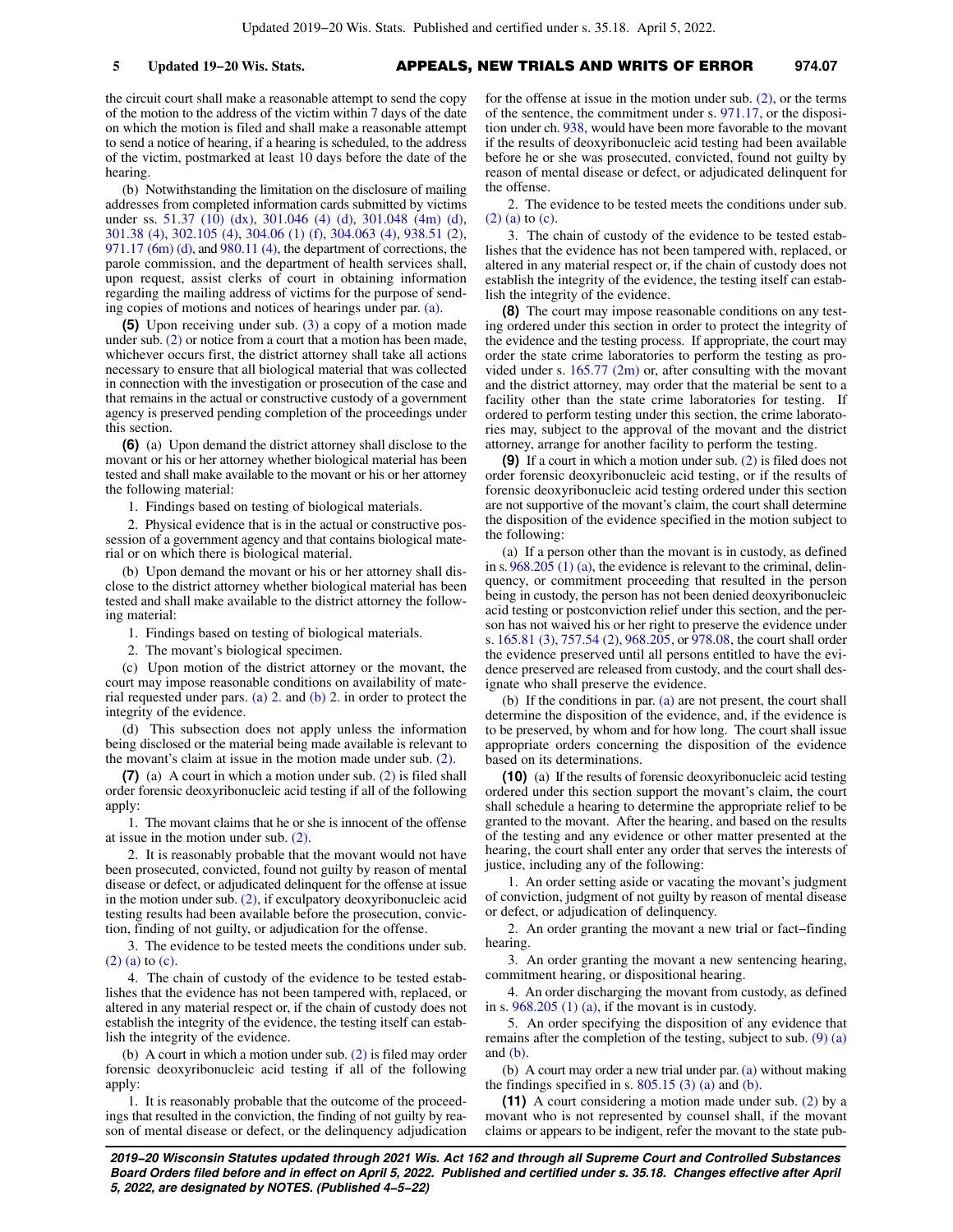the circuit court shall make a reasonable attempt to send the copy of the motion to the address of the victim within 7 days of the date on which the motion is filed and shall make a reasonable attempt to send a notice of hearing, if a hearing is scheduled, to the address of the victim, postmarked at least 10 days before the date of the hearing.

(b) Notwithstanding the limitation on the disclosure of mailing addresses from completed information cards submitted by victims under ss. 51.37 (10) (dx), 301.046 (4) (d), 301.048 (4m) (d), 301.38 (4), 302.105 (4), 304.06 (1) (f), 304.063 (4), 938.51 (2), 971.17 (6m) (d), and 980.11 (4), the department of corrections, the parole commission, and the department of health services shall, upon request, assist clerks of court in obtaining information regarding the mailing address of victims for the purpose of sending copies of motions and notices of hearings under par. (a).

**(5)** Upon receiving under sub. (3) a copy of a motion made under sub. (2) or notice from a court that a motion has been made, whichever occurs first, the district attorney shall take all actions necessary to ensure that all biological material that was collected in connection with the investigation or prosecution of the case and that remains in the actual or constructive custody of a government agency is preserved pending completion of the proceedings under this section.

**(6)** (a) Upon demand the district attorney shall disclose to the movant or his or her attorney whether biological material has been tested and shall make available to the movant or his or her attorney the following material:

1. Findings based on testing of biological materials.

2. Physical evidence that is in the actual or constructive possession of a government agency and that contains biological material or on which there is biological material.

(b) Upon demand the movant or his or her attorney shall disclose to the district attorney whether biological material has been tested and shall make available to the district attorney the following material:

1. Findings based on testing of biological materials.

2. The movant's biological specimen.

(c) Upon motion of the district attorney or the movant, the court may impose reasonable conditions on availability of material requested under pars. (a) 2. and (b) 2. in order to protect the integrity of the evidence.

(d) This subsection does not apply unless the information being disclosed or the material being made available is relevant to the movant's claim at issue in the motion made under sub. (2).

**(7)** (a) A court in which a motion under sub. (2) is filed shall order forensic deoxyribonucleic acid testing if all of the following apply:

1. The movant claims that he or she is innocent of the offense at issue in the motion under sub. (2).

2. It is reasonably probable that the movant would not have been prosecuted, convicted, found not guilty by reason of mental disease or defect, or adjudicated delinquent for the offense at issue in the motion under sub. (2), if exculpatory deoxyribonucleic acid testing results had been available before the prosecution, conviction, finding of not guilty, or adjudication for the offense.

3. The evidence to be tested meets the conditions under sub. (2) (a) to (c).

4. The chain of custody of the evidence to be tested establishes that the evidence has not been tampered with, replaced, or altered in any material respect or, if the chain of custody does not establish the integrity of the evidence, the testing itself can establish the integrity of the evidence.

(b) A court in which a motion under sub. (2) is filed may order forensic deoxyribonucleic acid testing if all of the following apply:

1. It is reasonably probable that the outcome of the proceedings that resulted in the conviction, the finding of not guilty by reason of mental disease or defect, or the delinquency adjudication for the offense at issue in the motion under sub. (2), or the terms of the sentence, the commitment under s. 971.17, or the disposition under ch. 938, would have been more favorable to the movant if the results of deoxyribonucleic acid testing had been available before he or she was prosecuted, convicted, found not guilty by reason of mental disease or defect, or adjudicated delinquent for the offense.

2. The evidence to be tested meets the conditions under sub. (2) (a) to (c).

3. The chain of custody of the evidence to be tested establishes that the evidence has not been tampered with, replaced, or altered in any material respect or, if the chain of custody does not establish the integrity of the evidence, the testing itself can establish the integrity of the evidence.

**(8)** The court may impose reasonable conditions on any testing ordered under this section in order to protect the integrity of the evidence and the testing process. If appropriate, the court may order the state crime laboratories to perform the testing as provided under s. 165.77 (2m) or, after consulting with the movant and the district attorney, may order that the material be sent to a facility other than the state crime laboratories for testing. If ordered to perform testing under this section, the crime laboratories may, subject to the approval of the movant and the district attorney, arrange for another facility to perform the testing.

**(9)** If a court in which a motion under sub. (2) is filed does not order forensic deoxyribonucleic acid testing, or if the results of forensic deoxyribonucleic acid testing ordered under this section are not supportive of the movant's claim, the court shall determine the disposition of the evidence specified in the motion subject to the following:

(a) If a person other than the movant is in custody, as defined in s. 968.205 (1) (a), the evidence is relevant to the criminal, delinquency, or commitment proceeding that resulted in the person being in custody, the person has not been denied deoxyribonucleic acid testing or postconviction relief under this section, and the person has not waived his or her right to preserve the evidence under s. 165.81 (3), 757.54 (2), 968.205, or 978.08, the court shall order the evidence preserved until all persons entitled to have the evidence preserved are released from custody, and the court shall designate who shall preserve the evidence.

(b) If the conditions in par. (a) are not present, the court shall determine the disposition of the evidence, and, if the evidence is to be preserved, by whom and for how long. The court shall issue appropriate orders concerning the disposition of the evidence based on its determinations.

**(10)** (a) If the results of forensic deoxyribonucleic acid testing ordered under this section support the movant's claim, the court shall schedule a hearing to determine the appropriate relief to be granted to the movant. After the hearing, and based on the results of the testing and any evidence or other matter presented at the hearing, the court shall enter any order that serves the interests of justice, including any of the following:

1. An order setting aside or vacating the movant's judgment of conviction, judgment of not guilty by reason of mental disease or defect, or adjudication of delinquency.

2. An order granting the movant a new trial or fact-finding hearing.

3. An order granting the movant a new sentencing hearing, commitment hearing, or dispositional hearing.

4. An order discharging the movant from custody, as defined in s. 968.205 (1) (a), if the movant is in custody.

5. An order specifying the disposition of any evidence that remains after the completion of the testing, subject to sub. (9) (a) and (b).

(b) A court may order a new trial under par. (a) without making the findings specified in s. 805.15 (3) (a) and (b).

**(11)** A court considering a motion made under sub. (2) by a movant who is not represented by counsel shall, if the movant claims or appears to be indigent, refer the movant to the state pub-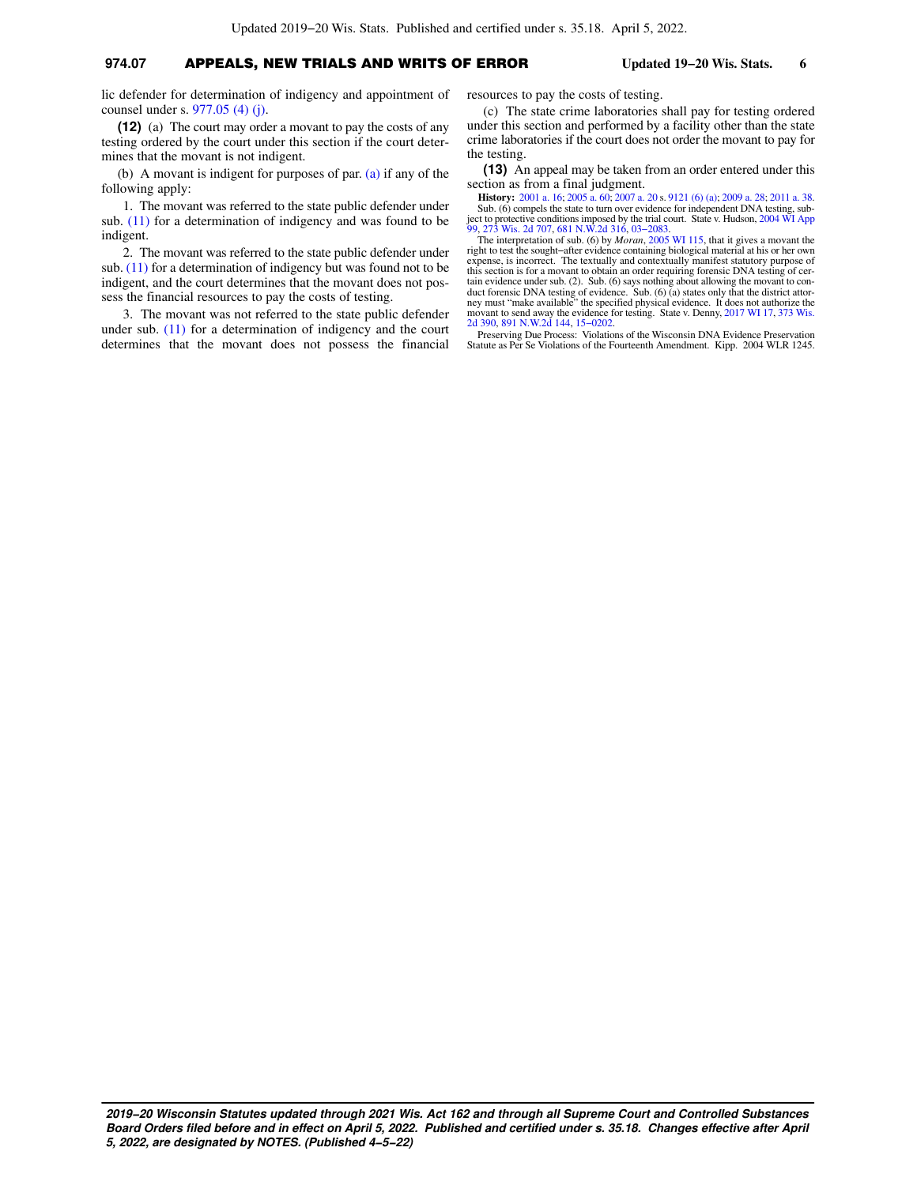lic defender for determination of indigency and appointment of counsel under s. 977.05 (4) (j).

**(12)** (a) The court may order a movant to pay the costs of any testing ordered by the court under this section if the court determines that the movant is not indigent.

(b) A movant is indigent for purposes of par. (a) if any of the following apply:

1. The movant was referred to the state public defender under sub. (11) for a determination of indigency and was found to be indigent.

2. The movant was referred to the state public defender under sub. (11) for a determination of indigency but was found not to be indigent, and the court determines that the movant does not possess the financial resources to pay the costs of testing.

3. The movant was not referred to the state public defender under sub. (11) for a determination of indigency and the court determines that the movant does not possess the financial resources to pay the costs of testing.

(c) The state crime laboratories shall pay for testing ordered under this section and performed by a facility other than the state crime laboratories if the court does not order the movant to pay for the testing.

**(13)** An appeal may be taken from an order entered under this section as from a final judgment.

**History:** 2001 a. 16; 2005 a. 60; 2007 a. 20 s. 9121 (6) (a); 2009 a. 28; 2011 a. 38.

Sub. (6) compels the state to turn over evidence for independent DNA testing, subject to protective conditions imposed by the trial court. State v. Hudson, 2004 WI App 99, 273 Wis. 2d 707, 681 N.W.2d 316, 03–2083.

The interpretation of sub. (6) by *Moran*, 2005 WI 115, that it gives a movant the right to test the sought–after evidence containing biological material at his or her own expense, is incorrect. The textually and contextually manifest statutory purpose of this section is for a movant to obtain an order requiring forensic DNA testing of certain evidence under sub. (2). Sub. (6) says nothing about allowing the movant to conduct forensic DNA testing of evidence. Sub. (6) (a) states only that the district attorney must "make available" the specified physical evidence. It does not authorize the movant to send away the evidence for testing. State v. Denny, 2017 WI 17, 373 Wis. 2d 390, 891 N.W.2d 144, 15–0202.

Preserving Due Process: Violations of the Wisconsin DNA Evidence Preservation Statute as Per Se Violations of the Fourteenth Amendment. Kipp. 2004 WLR 1245.